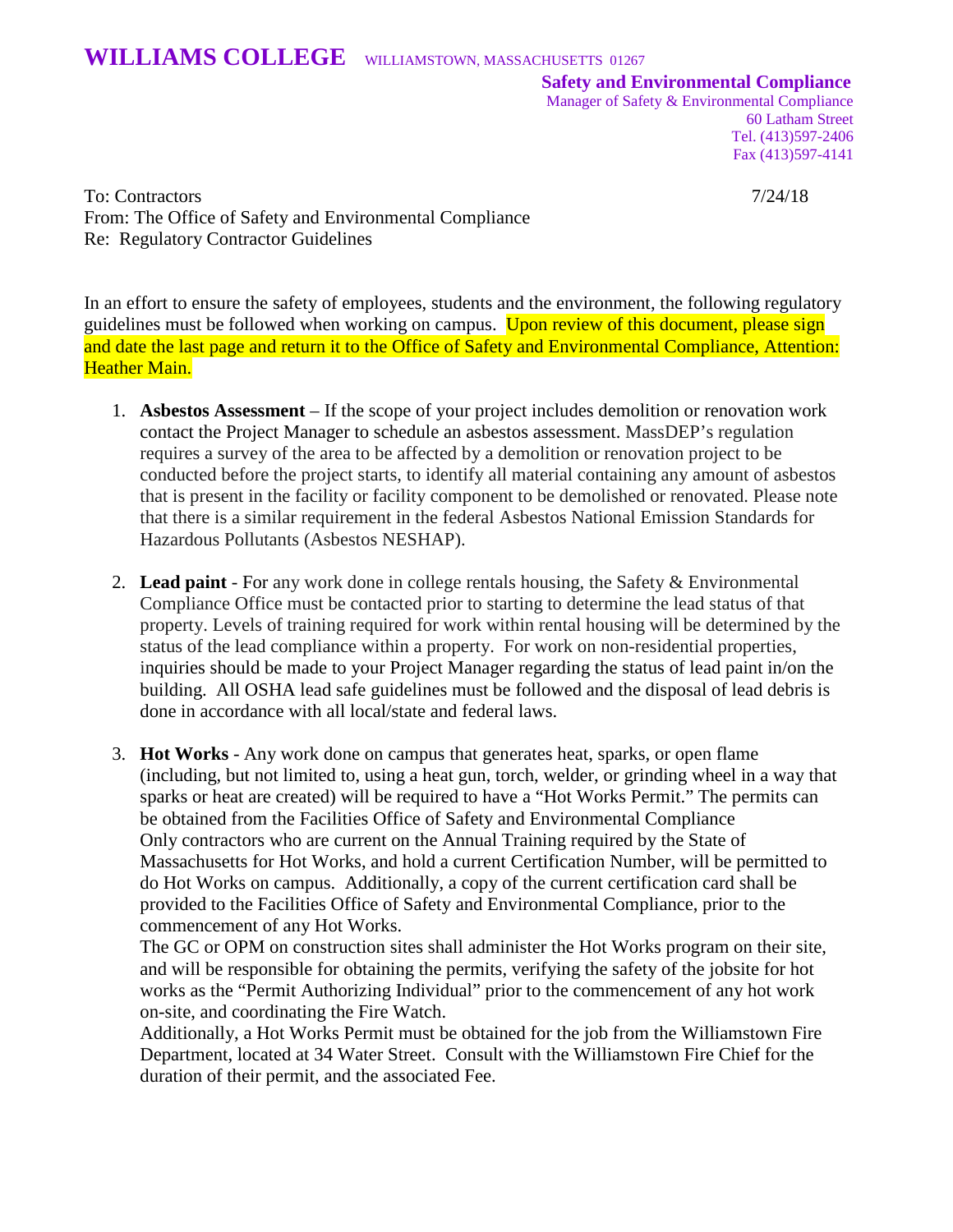# WILLIAMS COLLEGE WILLIAMSTOWN, MASSACHUSETTS 01267

**Safety and Environmental Compliance**
Manager of Safety & Environmental Compliance
60 Latham Street
Tel. (413)597-2406
Fax (413)597-4141

To: Contractors 7/24/18
From: The Office of Safety and Environmental Compliance
Re: Regulatory Contractor Guidelines

In an effort to ensure the safety of employees, students and the environment, the following regulatory guidelines must be followed when working on campus. Upon review of this document, please sign and date the last page and return it to the Office of Safety and Environmental Compliance, Attention: Heather Main.

1. **Asbestos Assessment** – If the scope of your project includes demolition or renovation work contact the Project Manager to schedule an asbestos assessment. MassDEP's regulation requires a survey of the area to be affected by a demolition or renovation project to be conducted before the project starts, to identify all material containing any amount of asbestos that is present in the facility or facility component to be demolished or renovated. Please note that there is a similar requirement in the federal Asbestos National Emission Standards for Hazardous Pollutants (Asbestos NESHAP).

2. **Lead paint** - For any work done in college rentals housing, the Safety & Environmental Compliance Office must be contacted prior to starting to determine the lead status of that property. Levels of training required for work within rental housing will be determined by the status of the lead compliance within a property. For work on non-residential properties, inquiries should be made to your Project Manager regarding the status of lead paint in/on the building. All OSHA lead safe guidelines must be followed and the disposal of lead debris is done in accordance with all local/state and federal laws.

3. **Hot Works** - Any work done on campus that generates heat, sparks, or open flame (including, but not limited to, using a heat gun, torch, welder, or grinding wheel in a way that sparks or heat are created) will be required to have a "Hot Works Permit." The permits can be obtained from the Facilities Office of Safety and Environmental Compliance
   Only contractors who are current on the Annual Training required by the State of Massachusetts for Hot Works, and hold a current Certification Number, will be permitted to do Hot Works on campus. Additionally, a copy of the current certification card shall be provided to the Facilities Office of Safety and Environmental Compliance, prior to the commencement of any Hot Works.
   The GC or OPM on construction sites shall administer the Hot Works program on their site, and will be responsible for obtaining the permits, verifying the safety of the jobsite for hot works as the "Permit Authorizing Individual" prior to the commencement of any hot work on-site, and coordinating the Fire Watch.
   Additionally, a Hot Works Permit must be obtained for the job from the Williamstown Fire Department, located at 34 Water Street. Consult with the Williamstown Fire Chief for the duration of their permit, and the associated Fee.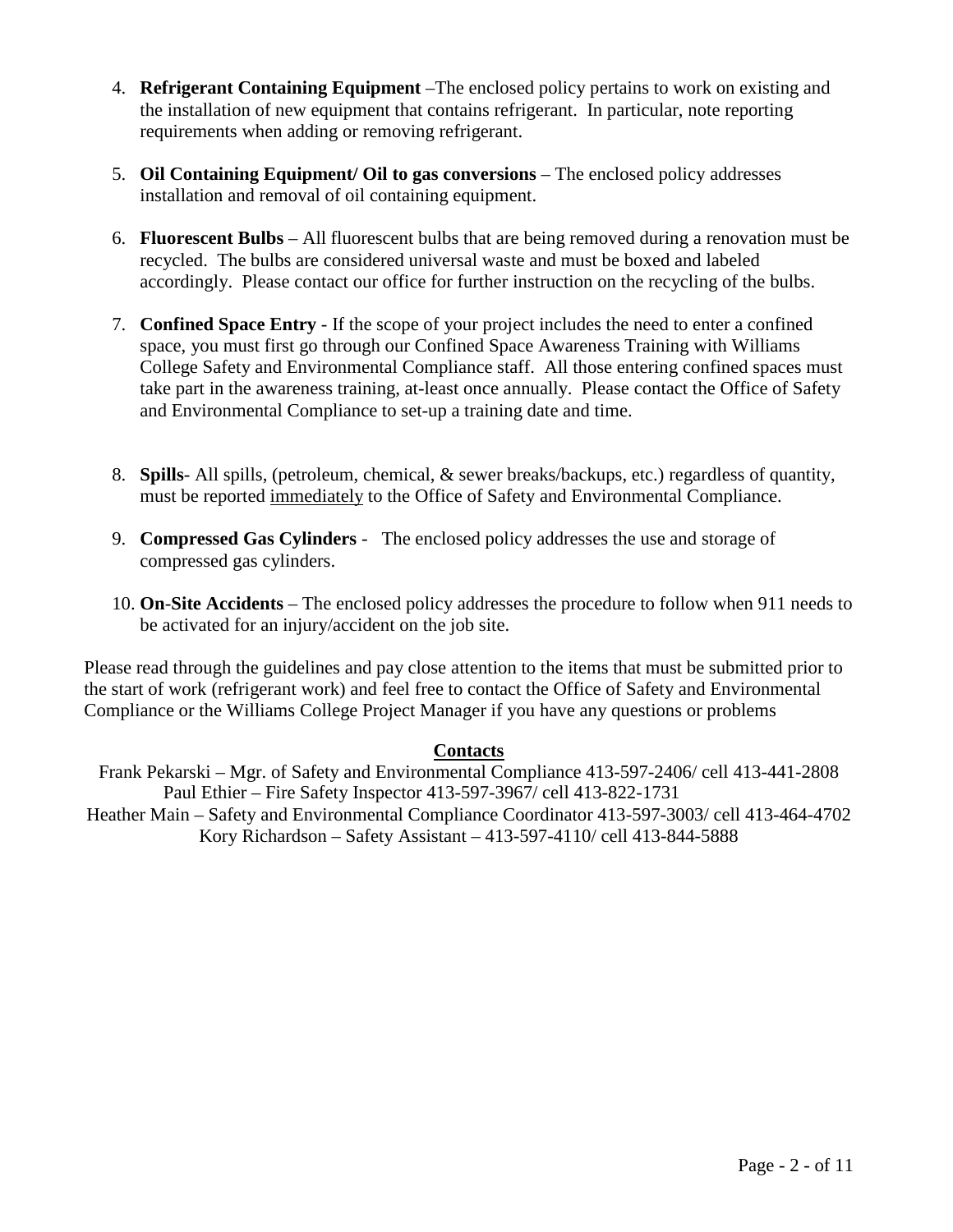4. **Refrigerant Containing Equipment** –The enclosed policy pertains to work on existing and the installation of new equipment that contains refrigerant. In particular, note reporting requirements when adding or removing refrigerant.

5. **Oil Containing Equipment/ Oil to gas conversions** – The enclosed policy addresses installation and removal of oil containing equipment.

6. **Fluorescent Bulbs** – All fluorescent bulbs that are being removed during a renovation must be recycled. The bulbs are considered universal waste and must be boxed and labeled accordingly. Please contact our office for further instruction on the recycling of the bulbs.

7. **Confined Space Entry** - If the scope of your project includes the need to enter a confined space, you must first go through our Confined Space Awareness Training with Williams College Safety and Environmental Compliance staff. All those entering confined spaces must take part in the awareness training, at-least once annually. Please contact the Office of Safety and Environmental Compliance to set-up a training date and time.

8. **Spills**- All spills, (petroleum, chemical, & sewer breaks/backups, etc.) regardless of quantity, must be reported <u>immediately</u> to the Office of Safety and Environmental Compliance.

9. **Compressed Gas Cylinders** - The enclosed policy addresses the use and storage of compressed gas cylinders.

10. **On-Site Accidents** – The enclosed policy addresses the procedure to follow when 911 needs to be activated for an injury/accident on the job site.

Please read through the guidelines and pay close attention to the items that must be submitted prior to the start of work (refrigerant work) and feel free to contact the Office of Safety and Environmental Compliance or the Williams College Project Manager if you have any questions or problems

**<u>Contacts</u>**

Frank Pekarski – Mgr. of Safety and Environmental Compliance 413-597-2406/ cell 413-441-2808
Paul Ethier – Fire Safety Inspector 413-597-3967/ cell 413-822-1731
Heather Main – Safety and Environmental Compliance Coordinator 413-597-3003/ cell 413-464-4702
Kory Richardson – Safety Assistant – 413-597-4110/ cell 413-844-5888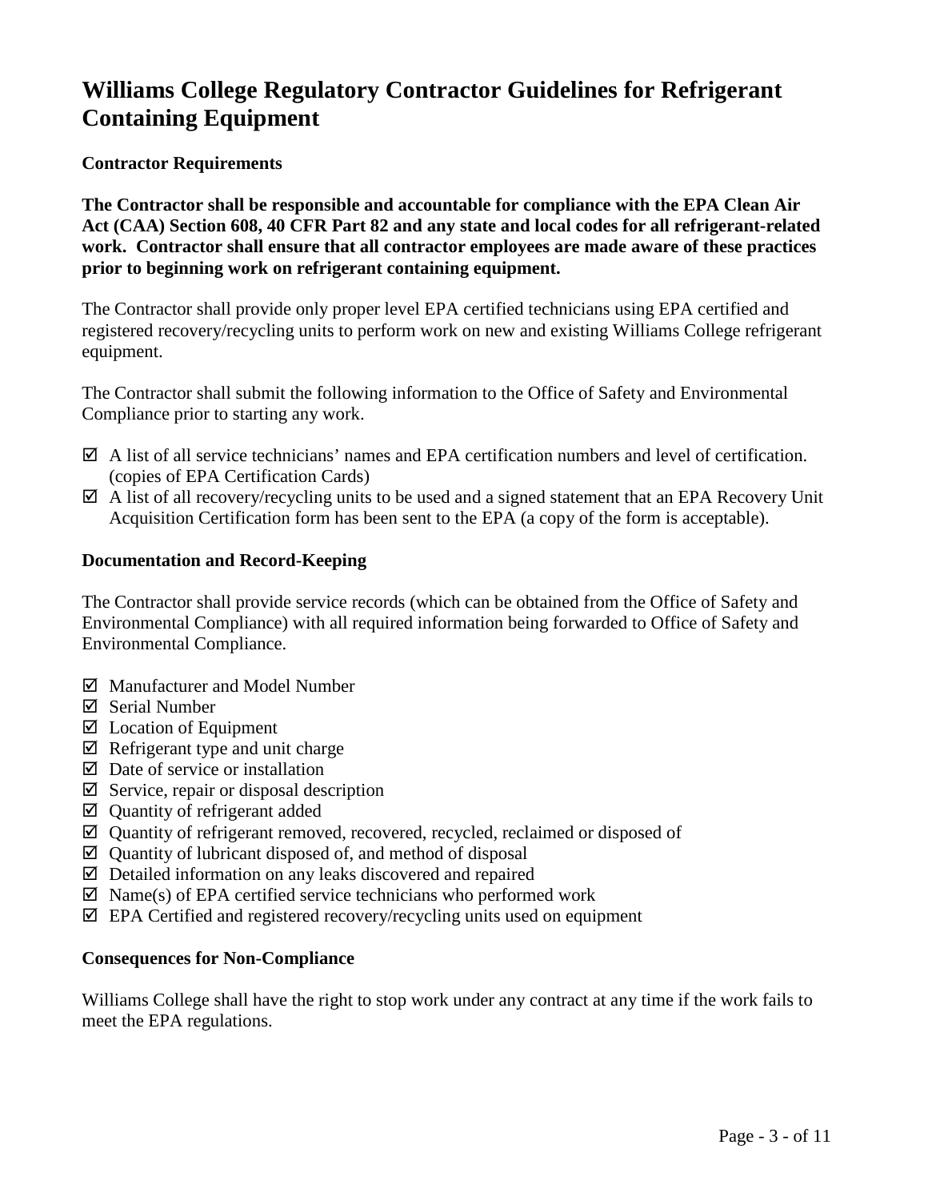# Williams College Regulatory Contractor Guidelines for Refrigerant Containing Equipment

**Contractor Requirements**

**The Contractor shall be responsible and accountable for compliance with the EPA Clean Air Act (CAA) Section 608, 40 CFR Part 82 and any state and local codes for all refrigerant-related work. Contractor shall ensure that all contractor employees are made aware of these practices prior to beginning work on refrigerant containing equipment.**

The Contractor shall provide only proper level EPA certified technicians using EPA certified and registered recovery/recycling units to perform work on new and existing Williams College refrigerant equipment.

The Contractor shall submit the following information to the Office of Safety and Environmental Compliance prior to starting any work.

- ☑ A list of all service technicians' names and EPA certification numbers and level of certification. (copies of EPA Certification Cards)
- ☑ A list of all recovery/recycling units to be used and a signed statement that an EPA Recovery Unit Acquisition Certification form has been sent to the EPA (a copy of the form is acceptable).

**Documentation and Record-Keeping**

The Contractor shall provide service records (which can be obtained from the Office of Safety and Environmental Compliance) with all required information being forwarded to Office of Safety and Environmental Compliance.

- ☑ Manufacturer and Model Number
- ☑ Serial Number
- ☑ Location of Equipment
- ☑ Refrigerant type and unit charge
- ☑ Date of service or installation
- ☑ Service, repair or disposal description
- ☑ Quantity of refrigerant added
- ☑ Quantity of refrigerant removed, recovered, recycled, reclaimed or disposed of
- ☑ Quantity of lubricant disposed of, and method of disposal
- ☑ Detailed information on any leaks discovered and repaired
- ☑ Name(s) of EPA certified service technicians who performed work
- ☑ EPA Certified and registered recovery/recycling units used on equipment

**Consequences for Non-Compliance**

Williams College shall have the right to stop work under any contract at any time if the work fails to meet the EPA regulations.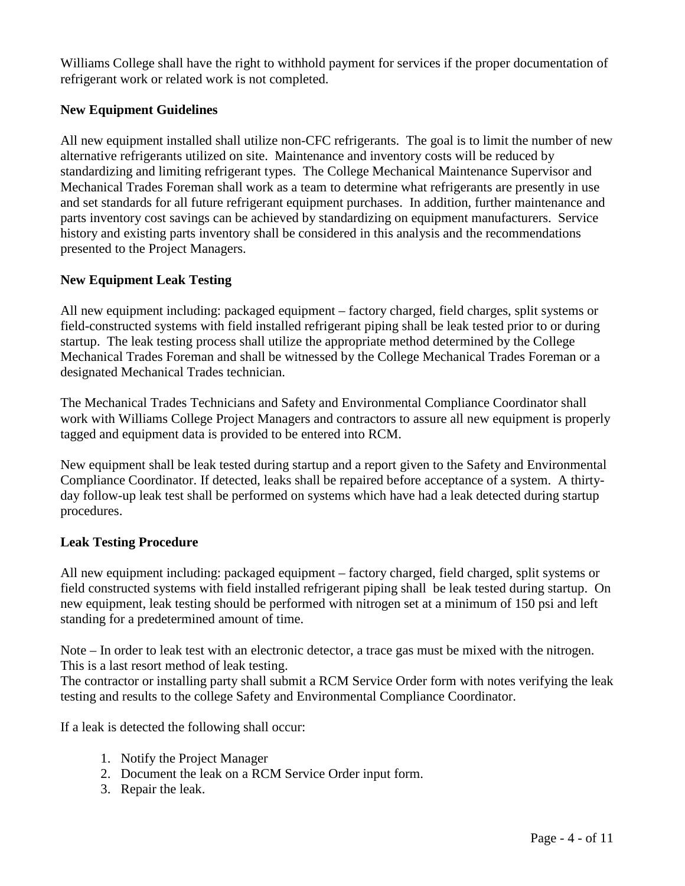Williams College shall have the right to withhold payment for services if the proper documentation of refrigerant work or related work is not completed.

**New Equipment Guidelines**

All new equipment installed shall utilize non-CFC refrigerants. The goal is to limit the number of new alternative refrigerants utilized on site. Maintenance and inventory costs will be reduced by standardizing and limiting refrigerant types. The College Mechanical Maintenance Supervisor and Mechanical Trades Foreman shall work as a team to determine what refrigerants are presently in use and set standards for all future refrigerant equipment purchases. In addition, further maintenance and parts inventory cost savings can be achieved by standardizing on equipment manufacturers. Service history and existing parts inventory shall be considered in this analysis and the recommendations presented to the Project Managers.

**New Equipment Leak Testing**

All new equipment including: packaged equipment – factory charged, field charges, split systems or field-constructed systems with field installed refrigerant piping shall be leak tested prior to or during startup. The leak testing process shall utilize the appropriate method determined by the College Mechanical Trades Foreman and shall be witnessed by the College Mechanical Trades Foreman or a designated Mechanical Trades technician.

The Mechanical Trades Technicians and Safety and Environmental Compliance Coordinator shall work with Williams College Project Managers and contractors to assure all new equipment is properly tagged and equipment data is provided to be entered into RCM.

New equipment shall be leak tested during startup and a report given to the Safety and Environmental Compliance Coordinator. If detected, leaks shall be repaired before acceptance of a system. A thirty-day follow-up leak test shall be performed on systems which have had a leak detected during startup procedures.

**Leak Testing Procedure**

All new equipment including: packaged equipment – factory charged, field charged, split systems or field constructed systems with field installed refrigerant piping shall be leak tested during startup. On new equipment, leak testing should be performed with nitrogen set at a minimum of 150 psi and left standing for a predetermined amount of time.

Note – In order to leak test with an electronic detector, a trace gas must be mixed with the nitrogen. This is a last resort method of leak testing.
The contractor or installing party shall submit a RCM Service Order form with notes verifying the leak testing and results to the college Safety and Environmental Compliance Coordinator.

If a leak is detected the following shall occur:

1. Notify the Project Manager
2. Document the leak on a RCM Service Order input form.
3. Repair the leak.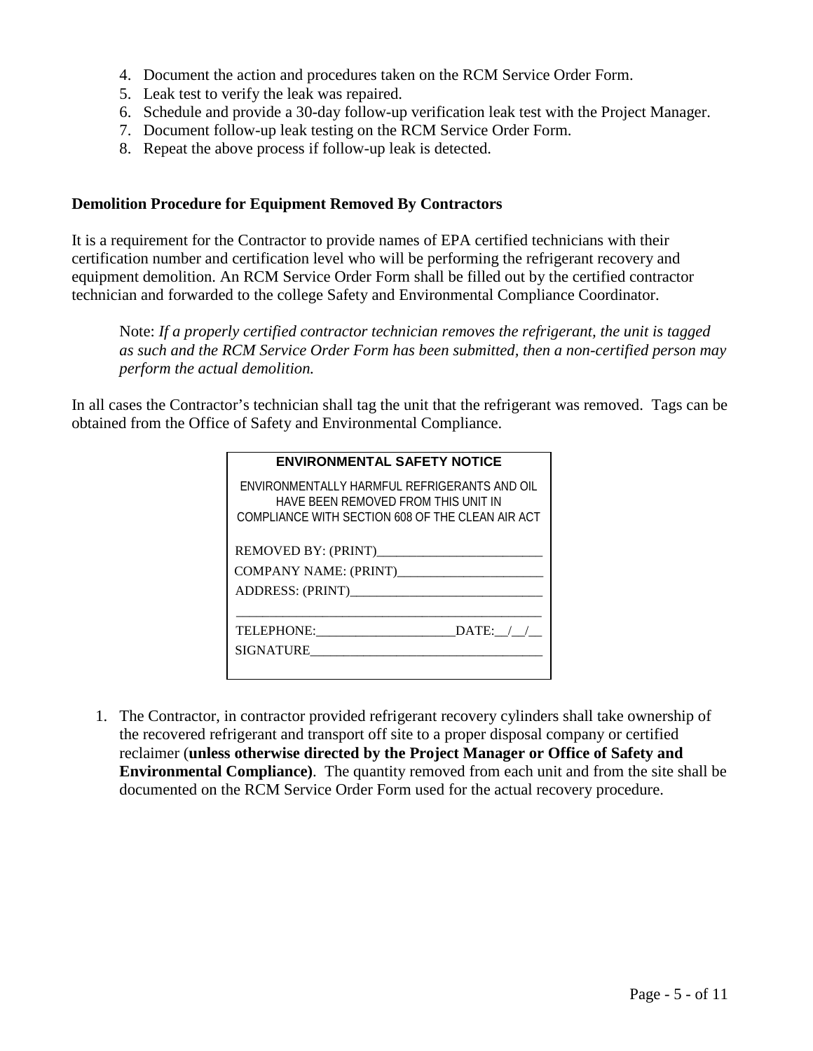4. Document the action and procedures taken on the RCM Service Order Form.
5. Leak test to verify the leak was repaired.
6. Schedule and provide a 30-day follow-up verification leak test with the Project Manager.
7. Document follow-up leak testing on the RCM Service Order Form.
8. Repeat the above process if follow-up leak is detected.

**Demolition Procedure for Equipment Removed By Contractors**

It is a requirement for the Contractor to provide names of EPA certified technicians with their certification number and certification level who will be performing the refrigerant recovery and equipment demolition. An RCM Service Order Form shall be filled out by the certified contractor technician and forwarded to the college Safety and Environmental Compliance Coordinator.

> Note: *If a properly certified contractor technician removes the refrigerant, the unit is tagged as such and the RCM Service Order Form has been submitted, then a non-certified person may perform the actual demolition.*

In all cases the Contractor's technician shall tag the unit that the refrigerant was removed. Tags can be obtained from the Office of Safety and Environmental Compliance.

| **ENVIRONMENTAL SAFETY NOTICE** |
|---|
| ENVIRONMENTALLY HARMFUL REFRIGERANTS AND OIL HAVE BEEN REMOVED FROM THIS UNIT IN COMPLIANCE WITH SECTION 608 OF THE CLEAN AIR ACT |
| REMOVED BY: (PRINT)________________________ |
| COMPANY NAME: (PRINT)_____________________ |
| ADDRESS: (PRINT)____________________________ |
| ____________________________________________ |
| TELEPHONE:____________________DATE:__/__/__ |
| SIGNATURE__________________________________ |

1. The Contractor, in contractor provided refrigerant recovery cylinders shall take ownership of the recovered refrigerant and transport off site to a proper disposal company or certified reclaimer (**unless otherwise directed by the Project Manager or Office of Safety and Environmental Compliance)**. The quantity removed from each unit and from the site shall be documented on the RCM Service Order Form used for the actual recovery procedure.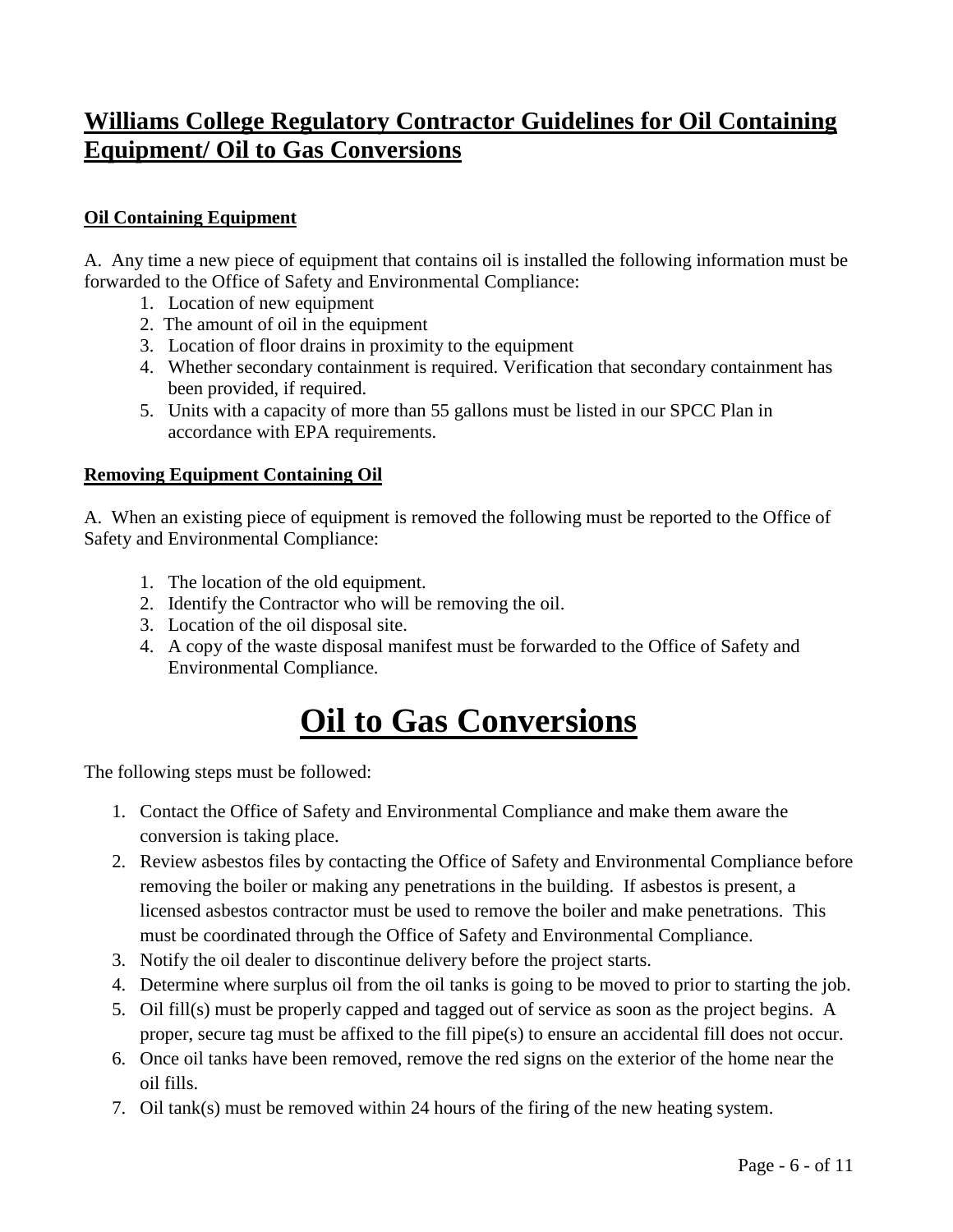## Williams College Regulatory Contractor Guidelines for Oil Containing Equipment/ Oil to Gas Conversions

### Oil Containing Equipment

A. Any time a new piece of equipment that contains oil is installed the following information must be forwarded to the Office of Safety and Environmental Compliance:

1. Location of new equipment
2. The amount of oil in the equipment
3. Location of floor drains in proximity to the equipment
4. Whether secondary containment is required. Verification that secondary containment has been provided, if required.
5. Units with a capacity of more than 55 gallons must be listed in our SPCC Plan in accordance with EPA requirements.

### Removing Equipment Containing Oil

A. When an existing piece of equipment is removed the following must be reported to the Office of Safety and Environmental Compliance:

1. The location of the old equipment.
2. Identify the Contractor who will be removing the oil.
3. Location of the oil disposal site.
4. A copy of the waste disposal manifest must be forwarded to the Office of Safety and Environmental Compliance.

# Oil to Gas Conversions

The following steps must be followed:

1. Contact the Office of Safety and Environmental Compliance and make them aware the conversion is taking place.
2. Review asbestos files by contacting the Office of Safety and Environmental Compliance before removing the boiler or making any penetrations in the building. If asbestos is present, a licensed asbestos contractor must be used to remove the boiler and make penetrations. This must be coordinated through the Office of Safety and Environmental Compliance.
3. Notify the oil dealer to discontinue delivery before the project starts.
4. Determine where surplus oil from the oil tanks is going to be moved to prior to starting the job.
5. Oil fill(s) must be properly capped and tagged out of service as soon as the project begins. A proper, secure tag must be affixed to the fill pipe(s) to ensure an accidental fill does not occur.
6. Once oil tanks have been removed, remove the red signs on the exterior of the home near the oil fills.
7. Oil tank(s) must be removed within 24 hours of the firing of the new heating system.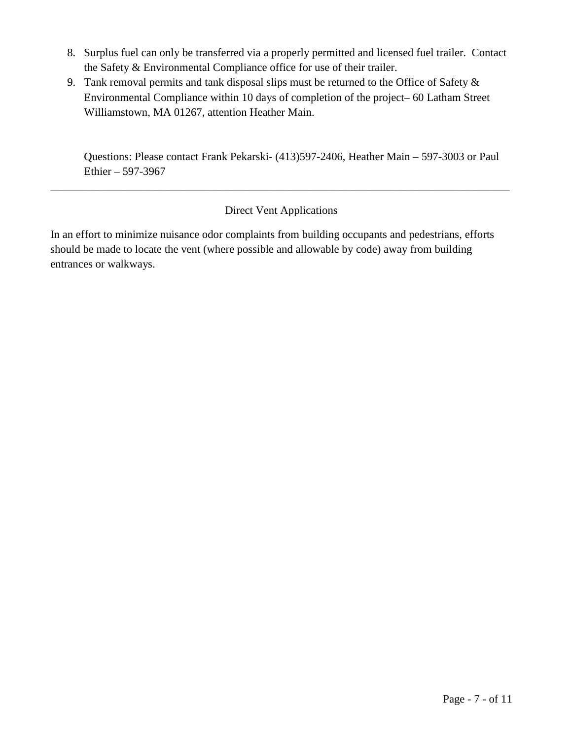8. Surplus fuel can only be transferred via a properly permitted and licensed fuel trailer. Contact the Safety & Environmental Compliance office for use of their trailer.
9. Tank removal permits and tank disposal slips must be returned to the Office of Safety & Environmental Compliance within 10 days of completion of the project– 60 Latham Street Williamstown, MA 01267, attention Heather Main.

   Questions: Please contact Frank Pekarski- (413)597-2406, Heather Main – 597-3003 or Paul Ethier – 597-3967

---

## Direct Vent Applications

In an effort to minimize nuisance odor complaints from building occupants and pedestrians, efforts should be made to locate the vent (where possible and allowable by code) away from building entrances or walkways.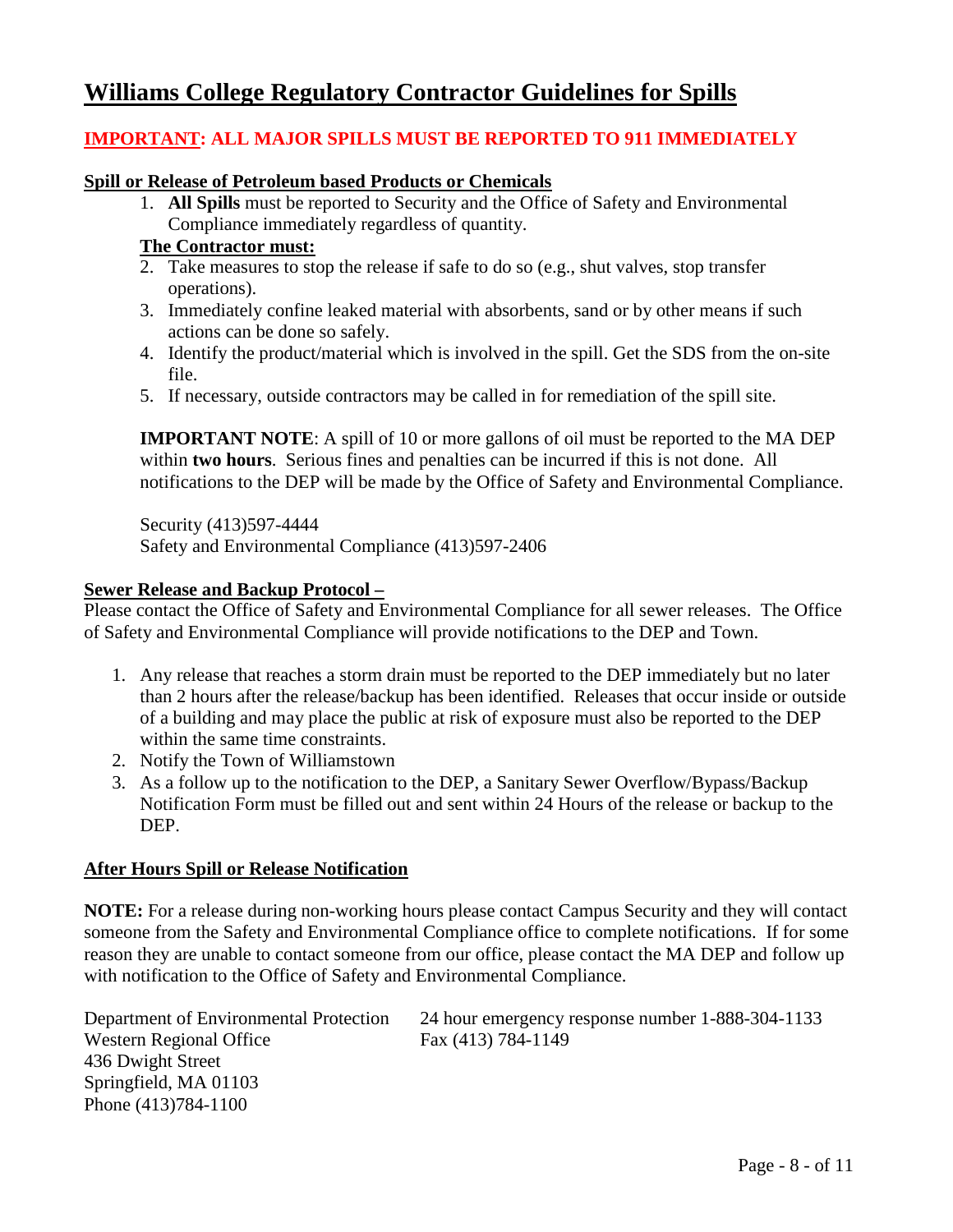# Williams College Regulatory Contractor Guidelines for Spills

**<u>IMPORTANT</u>: ALL MAJOR SPILLS MUST BE REPORTED TO 911 IMMEDIATELY**

**<u>Spill or Release of Petroleum based Products or Chemicals</u>**

1. **All Spills** must be reported to Security and the Office of Safety and Environmental Compliance immediately regardless of quantity.

**<u>The Contractor must:</u>**

2. Take measures to stop the release if safe to do so (e.g., shut valves, stop transfer operations).
3. Immediately confine leaked material with absorbents, sand or by other means if such actions can be done so safely.
4. Identify the product/material which is involved in the spill. Get the SDS from the on-site file.
5. If necessary, outside contractors may be called in for remediation of the spill site.

**IMPORTANT NOTE**: A spill of 10 or more gallons of oil must be reported to the MA DEP within **two hours**. Serious fines and penalties can be incurred if this is not done. All notifications to the DEP will be made by the Office of Safety and Environmental Compliance.

Security (413)597-4444
Safety and Environmental Compliance (413)597-2406

**<u>Sewer Release and Backup Protocol –</u>**

Please contact the Office of Safety and Environmental Compliance for all sewer releases. The Office of Safety and Environmental Compliance will provide notifications to the DEP and Town.

1. Any release that reaches a storm drain must be reported to the DEP immediately but no later than 2 hours after the release/backup has been identified. Releases that occur inside or outside of a building and may place the public at risk of exposure must also be reported to the DEP within the same time constraints.
2. Notify the Town of Williamstown
3. As a follow up to the notification to the DEP, a Sanitary Sewer Overflow/Bypass/Backup Notification Form must be filled out and sent within 24 Hours of the release or backup to the DEP.

**<u>After Hours Spill or Release Notification</u>**

**NOTE:** For a release during non-working hours please contact Campus Security and they will contact someone from the Safety and Environmental Compliance office to complete notifications. If for some reason they are unable to contact someone from our office, please contact the MA DEP and follow up with notification to the Office of Safety and Environmental Compliance.

Department of Environmental Protection
Western Regional Office
436 Dwight Street
Springfield, MA 01103
Phone (413)784-1100

24 hour emergency response number 1-888-304-1133
Fax (413) 784-1149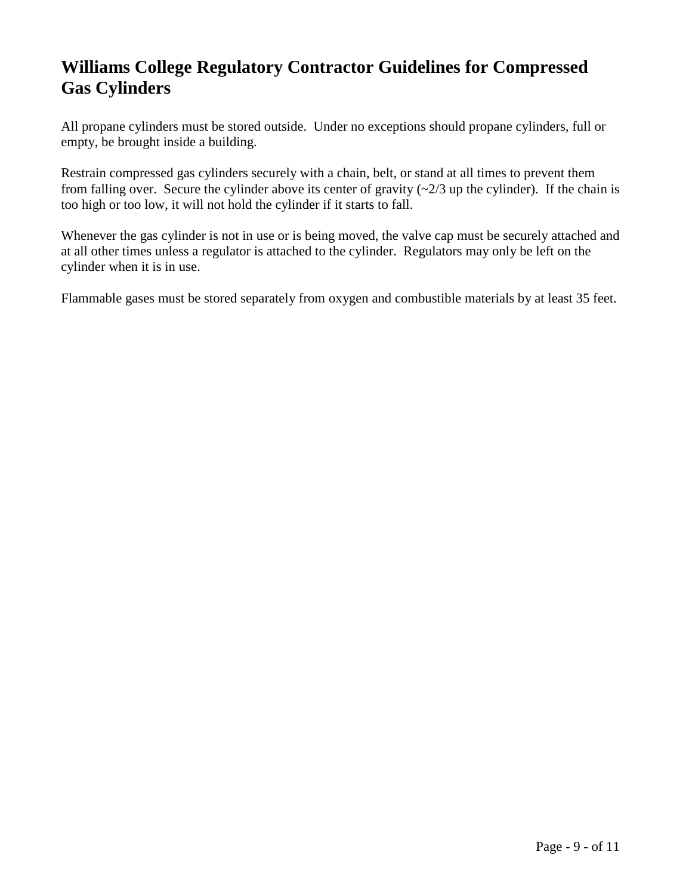# Williams College Regulatory Contractor Guidelines for Compressed Gas Cylinders

All propane cylinders must be stored outside. Under no exceptions should propane cylinders, full or empty, be brought inside a building.

Restrain compressed gas cylinders securely with a chain, belt, or stand at all times to prevent them from falling over. Secure the cylinder above its center of gravity (~2/3 up the cylinder). If the chain is too high or too low, it will not hold the cylinder if it starts to fall.

Whenever the gas cylinder is not in use or is being moved, the valve cap must be securely attached and at all other times unless a regulator is attached to the cylinder. Regulators may only be left on the cylinder when it is in use.

Flammable gases must be stored separately from oxygen and combustible materials by at least 35 feet.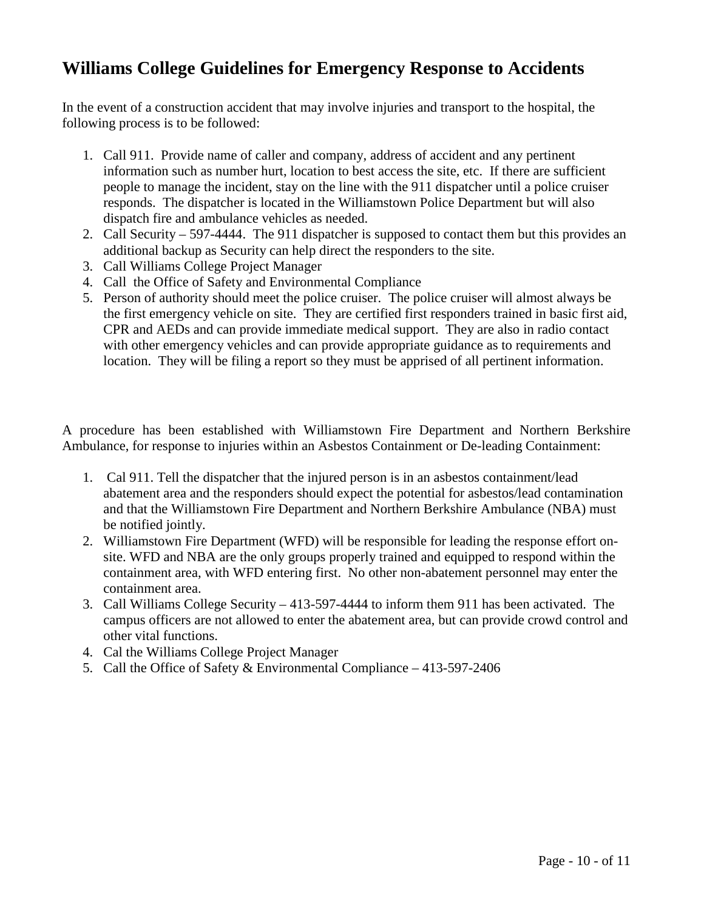# Williams College Guidelines for Emergency Response to Accidents

In the event of a construction accident that may involve injuries and transport to the hospital, the following process is to be followed:

1. Call 911. Provide name of caller and company, address of accident and any pertinent information such as number hurt, location to best access the site, etc. If there are sufficient people to manage the incident, stay on the line with the 911 dispatcher until a police cruiser responds. The dispatcher is located in the Williamstown Police Department but will also dispatch fire and ambulance vehicles as needed.
2. Call Security – 597-4444. The 911 dispatcher is supposed to contact them but this provides an additional backup as Security can help direct the responders to the site.
3. Call Williams College Project Manager
4. Call the Office of Safety and Environmental Compliance
5. Person of authority should meet the police cruiser. The police cruiser will almost always be the first emergency vehicle on site. They are certified first responders trained in basic first aid, CPR and AEDs and can provide immediate medical support. They are also in radio contact with other emergency vehicles and can provide appropriate guidance as to requirements and location. They will be filing a report so they must be apprised of all pertinent information.

A procedure has been established with Williamstown Fire Department and Northern Berkshire Ambulance, for response to injuries within an Asbestos Containment or De-leading Containment:

1. Cal 911. Tell the dispatcher that the injured person is in an asbestos containment/lead abatement area and the responders should expect the potential for asbestos/lead contamination and that the Williamstown Fire Department and Northern Berkshire Ambulance (NBA) must be notified jointly.
2. Williamstown Fire Department (WFD) will be responsible for leading the response effort on-site. WFD and NBA are the only groups properly trained and equipped to respond within the containment area, with WFD entering first. No other non-abatement personnel may enter the containment area.
3. Call Williams College Security – 413-597-4444 to inform them 911 has been activated. The campus officers are not allowed to enter the abatement area, but can provide crowd control and other vital functions.
4. Cal the Williams College Project Manager
5. Call the Office of Safety & Environmental Compliance – 413-597-2406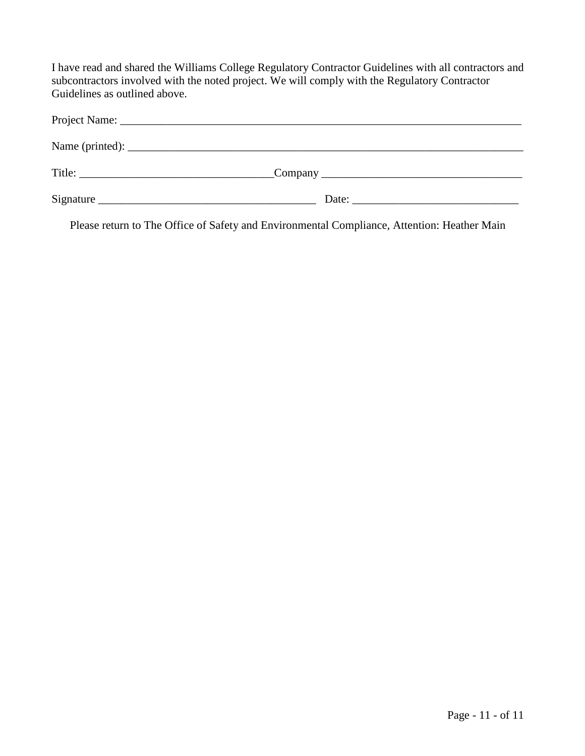I have read and shared the Williams College Regulatory Contractor Guidelines with all contractors and subcontractors involved with the noted project. We will comply with the Regulatory Contractor Guidelines as outlined above.

Project Name: ___________________________________________________________________________

Name (printed): __________________________________________________________________________

Title: __________________________________Company ____________________________________

Signature ______________________________________ Date: _____________________________

Please return to The Office of Safety and Environmental Compliance, Attention: Heather Main